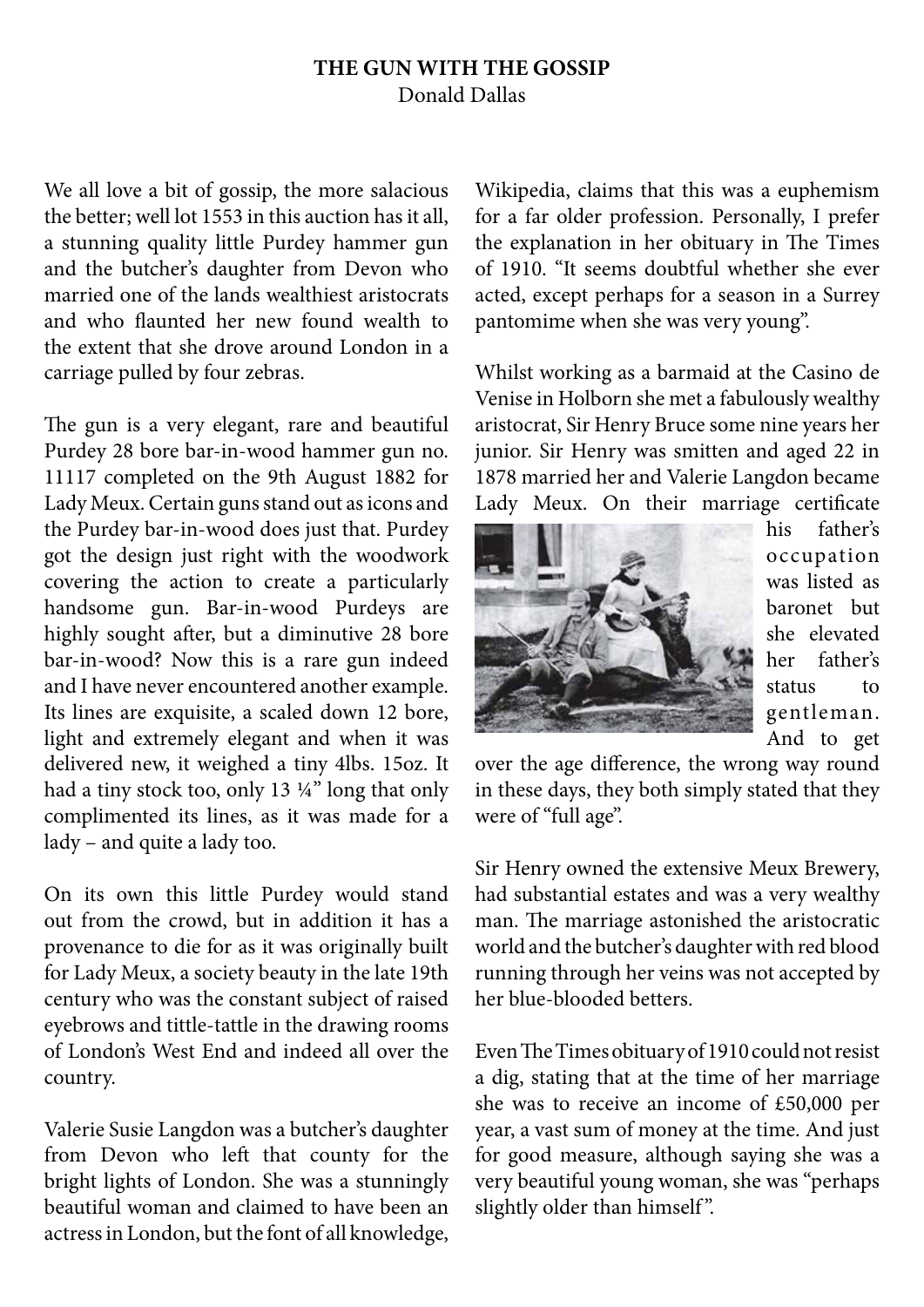**THE GUN WITH THE GOSSIP**

Donald Dallas

We all love a bit of gossip, the more salacious the better; well lot 1553 in this auction has it all, a stunning quality little Purdey hammer gun and the butcher's daughter from Devon who married one of the lands wealthiest aristocrats and who flaunted her new found wealth to the extent that she drove around London in a carriage pulled by four zebras.

The gun is a very elegant, rare and beautiful Purdey 28 bore bar-in-wood hammer gun no. 11117 completed on the 9th August 1882 for Lady Meux. Certain guns stand out as icons and the Purdey bar-in-wood does just that. Purdey got the design just right with the woodwork covering the action to create a particularly handsome gun. Bar-in-wood Purdeys are highly sought after, but a diminutive 28 bore bar-in-wood? Now this is a rare gun indeed and I have never encountered another example. Its lines are exquisite, a scaled down 12 bore, light and extremely elegant and when it was delivered new, it weighed a tiny 4lbs. 15oz. It had a tiny stock too, only 13 ¼" long that only complimented its lines, as it was made for a lady – and quite a lady too.

On its own this little Purdey would stand out from the crowd, but in addition it has a provenance to die for as it was originally built for Lady Meux, a society beauty in the late 19th century who was the constant subject of raised eyebrows and tittle-tattle in the drawing rooms of London's West End and indeed all over the country.

Valerie Susie Langdon was a butcher's daughter from Devon who left that county for the bright lights of London. She was a stunningly beautiful woman and claimed to have been an actress in London, but the font of all knowledge, Wikipedia, claims that this was a euphemism for a far older profession. Personally, I prefer the explanation in her obituary in The Times of 1910. "It seems doubtful whether she ever acted, except perhaps for a season in a Surrey pantomime when she was very young".

Whilst working as a barmaid at the Casino de Venise in Holborn she met a fabulously wealthy aristocrat, Sir Henry Bruce some nine years her junior. Sir Henry was smitten and aged 22 in 1878 married her and Valerie Langdon became Lady Meux. On their marriage certificate his father's occupation was listed as baronet but she elevated her father's status to gentleman. And to get over the age difference, the wrong way round in these days, they both simply stated that they were of "full age".

Sir Henry owned the extensive Meux Brewery, had substantial estates and was a very wealthy man. The marriage astonished the aristocratic world and the butcher's daughter with red blood running through her veins was not accepted by her blue-blooded betters.

Even The Times obituary of 1910 could not resist a dig, stating that at the time of her marriage she was to receive an income of £50,000 per year, a vast sum of money at the time. And just for good measure, although saying she was a very beautiful young woman, she was "perhaps slightly older than himself".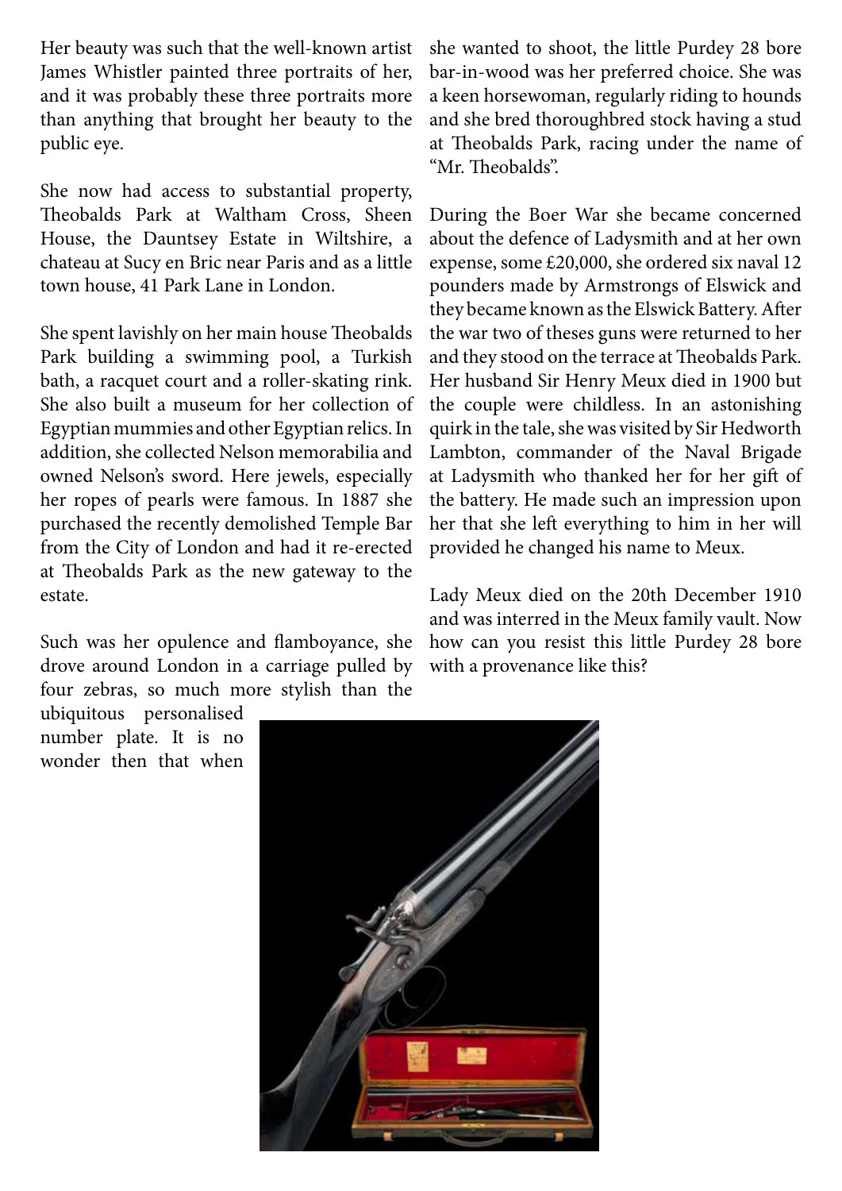Her beauty was such that the well-known artist James Whistler painted three portraits of her, and it was probably these three portraits more than anything that brought her beauty to the public eye.

She now had access to substantial property, Theobalds Park at Waltham Cross, Sheen House, the Dauntsey Estate in Wiltshire, a chateau at Sucy en Bric near Paris and as a little town house, 41 Park Lane in London.

She spent lavishly on her main house Theobalds Park building a swimming pool, a Turkish bath, a racquet court and a roller-skating rink. She also built a museum for her collection of Egyptian mummies and other Egyptian relics. In addition, she collected Nelson memorabilia and owned Nelson's sword. Here jewels, especially her ropes of pearls were famous. In 1887 she purchased the recently demolished Temple Bar from the City of London and had it re-erected at Theobalds Park as the new gateway to the estate.

Such was her opulence and flamboyance, she drove around London in a carriage pulled by four zebras, so much more stylish than the ubiquitous personalised number plate. It is no wonder then that when she wanted to shoot, the little Purdey 28 bore bar-in-wood was her preferred choice. She was a keen horsewoman, regularly riding to hounds and she bred thoroughbred stock having a stud at Theobalds Park, racing under the name of "Mr. Theobalds".

During the Boer War she became concerned about the defence of Ladysmith and at her own expense, some £20,000, she ordered six naval 12 pounders made by Armstrongs of Elswick and they became known as the Elswick Battery. After the war two of theses guns were returned to her and they stood on the terrace at Theobalds Park. Her husband Sir Henry Meux died in 1900 but the couple were childless. In an astonishing quirk in the tale, she was visited by Sir Hedworth Lambton, commander of the Naval Brigade at Ladysmith who thanked her for her gift of the battery. He made such an impression upon her that she left everything to him in her will provided he changed his name to Meux.

Lady Meux died on the 20th December 1910 and was interred in the Meux family vault. Now how can you resist this little Purdey 28 bore with a provenance like this?